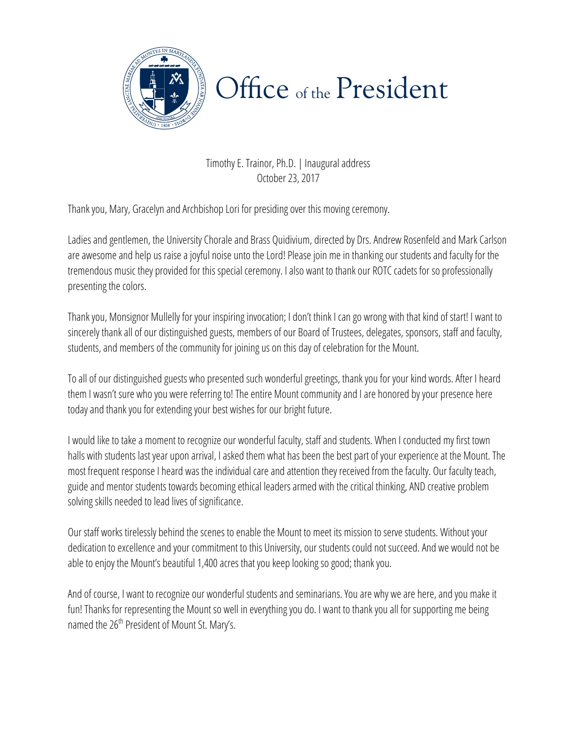# Office of the President

Timothy E. Trainor, Ph.D. | Inaugural address
October 23, 2017

Thank you, Mary, Gracelyn and Archbishop Lori for presiding over this moving ceremony.

Ladies and gentlemen, the University Chorale and Brass Quidivium, directed by Drs. Andrew Rosenfeld and Mark Carlson are awesome and help us raise a joyful noise unto the Lord! Please join me in thanking our students and faculty for the tremendous music they provided for this special ceremony. I also want to thank our ROTC cadets for so professionally presenting the colors.

Thank you, Monsignor Mullelly for your inspiring invocation; I don't think I can go wrong with that kind of start! I want to sincerely thank all of our distinguished guests, members of our Board of Trustees, delegates, sponsors, staff and faculty, students, and members of the community for joining us on this day of celebration for the Mount.

To all of our distinguished guests who presented such wonderful greetings, thank you for your kind words. After I heard them I wasn't sure who you were referring to! The entire Mount community and I are honored by your presence here today and thank you for extending your best wishes for our bright future.

I would like to take a moment to recognize our wonderful faculty, staff and students. When I conducted my first town halls with students last year upon arrival, I asked them what has been the best part of your experience at the Mount. The most frequent response I heard was the individual care and attention they received from the faculty. Our faculty teach, guide and mentor students towards becoming ethical leaders armed with the critical thinking, AND creative problem solving skills needed to lead lives of significance.

Our staff works tirelessly behind the scenes to enable the Mount to meet its mission to serve students. Without your dedication to excellence and your commitment to this University, our students could not succeed. And we would not be able to enjoy the Mount's beautiful 1,400 acres that you keep looking so good; thank you.

And of course, I want to recognize our wonderful students and seminarians. You are why we are here, and you make it fun! Thanks for representing the Mount so well in everything you do. I want to thank you all for supporting me being named the 26th President of Mount St. Mary's.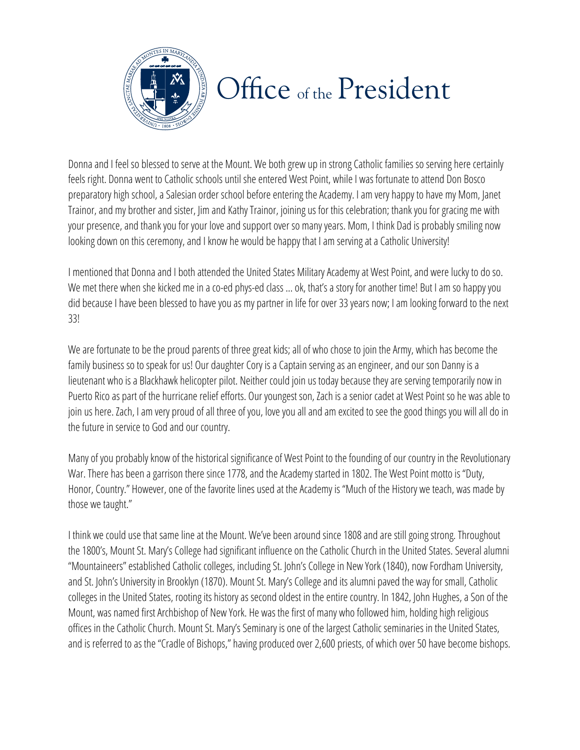Donna and I feel so blessed to serve at the Mount. We both grew up in strong Catholic families so serving here certainly feels right. Donna went to Catholic schools until she entered West Point, while I was fortunate to attend Don Bosco preparatory high school, a Salesian order school before entering the Academy. I am very happy to have my Mom, Janet Trainor, and my brother and sister, Jim and Kathy Trainor, joining us for this celebration; thank you for gracing me with your presence, and thank you for your love and support over so many years. Mom, I think Dad is probably smiling now looking down on this ceremony, and I know he would be happy that I am serving at a Catholic University!

I mentioned that Donna and I both attended the United States Military Academy at West Point, and were lucky to do so. We met there when she kicked me in a co-ed phys-ed class … ok, that's a story for another time! But I am so happy you did because I have been blessed to have you as my partner in life for over 33 years now; I am looking forward to the next 33!

We are fortunate to be the proud parents of three great kids; all of who chose to join the Army, which has become the family business so to speak for us! Our daughter Cory is a Captain serving as an engineer, and our son Danny is a lieutenant who is a Blackhawk helicopter pilot. Neither could join us today because they are serving temporarily now in Puerto Rico as part of the hurricane relief efforts. Our youngest son, Zach is a senior cadet at West Point so he was able to join us here. Zach, I am very proud of all three of you, love you all and am excited to see the good things you will all do in the future in service to God and our country.

Many of you probably know of the historical significance of West Point to the founding of our country in the Revolutionary War. There has been a garrison there since 1778, and the Academy started in 1802. The West Point motto is "Duty, Honor, Country." However, one of the favorite lines used at the Academy is "Much of the History we teach, was made by those we taught."

I think we could use that same line at the Mount. We've been around since 1808 and are still going strong. Throughout the 1800's, Mount St. Mary's College had significant influence on the Catholic Church in the United States. Several alumni "Mountaineers" established Catholic colleges, including St. John's College in New York (1840), now Fordham University, and St. John's University in Brooklyn (1870). Mount St. Mary's College and its alumni paved the way for small, Catholic colleges in the United States, rooting its history as second oldest in the entire country. In 1842, John Hughes, a Son of the Mount, was named first Archbishop of New York. He was the first of many who followed him, holding high religious offices in the Catholic Church. Mount St. Mary's Seminary is one of the largest Catholic seminaries in the United States, and is referred to as the "Cradle of Bishops," having produced over 2,600 priests, of which over 50 have become bishops.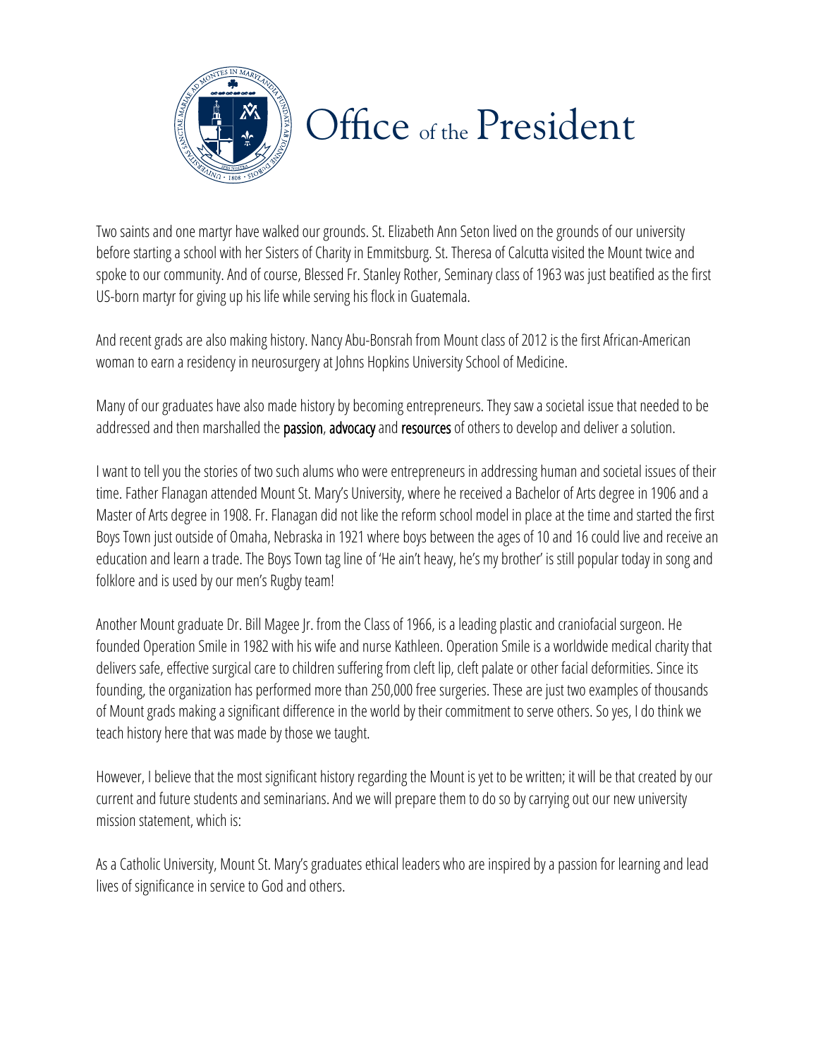# Office of the President

Two saints and one martyr have walked our grounds. St. Elizabeth Ann Seton lived on the grounds of our university before starting a school with her Sisters of Charity in Emmitsburg. St. Theresa of Calcutta visited the Mount twice and spoke to our community. And of course, Blessed Fr. Stanley Rother, Seminary class of 1963 was just beatified as the first US-born martyr for giving up his life while serving his flock in Guatemala.

And recent grads are also making history. Nancy Abu-Bonsrah from Mount class of 2012 is the first African-American woman to earn a residency in neurosurgery at Johns Hopkins University School of Medicine.

Many of our graduates have also made history by becoming entrepreneurs. They saw a societal issue that needed to be addressed and then marshalled the **passion**, **advocacy** and **resources** of others to develop and deliver a solution.

I want to tell you the stories of two such alums who were entrepreneurs in addressing human and societal issues of their time. Father Flanagan attended Mount St. Mary's University, where he received a Bachelor of Arts degree in 1906 and a Master of Arts degree in 1908. Fr. Flanagan did not like the reform school model in place at the time and started the first Boys Town just outside of Omaha, Nebraska in 1921 where boys between the ages of 10 and 16 could live and receive an education and learn a trade. The Boys Town tag line of 'He ain't heavy, he's my brother' is still popular today in song and folklore and is used by our men's Rugby team!

Another Mount graduate Dr. Bill Magee Jr. from the Class of 1966, is a leading plastic and craniofacial surgeon. He founded Operation Smile in 1982 with his wife and nurse Kathleen. Operation Smile is a worldwide medical charity that delivers safe, effective surgical care to children suffering from cleft lip, cleft palate or other facial deformities. Since its founding, the organization has performed more than 250,000 free surgeries. These are just two examples of thousands of Mount grads making a significant difference in the world by their commitment to serve others. So yes, I do think we teach history here that was made by those we taught.

However, I believe that the most significant history regarding the Mount is yet to be written; it will be that created by our current and future students and seminarians. And we will prepare them to do so by carrying out our new university mission statement, which is:

As a Catholic University, Mount St. Mary's graduates ethical leaders who are inspired by a passion for learning and lead lives of significance in service to God and others.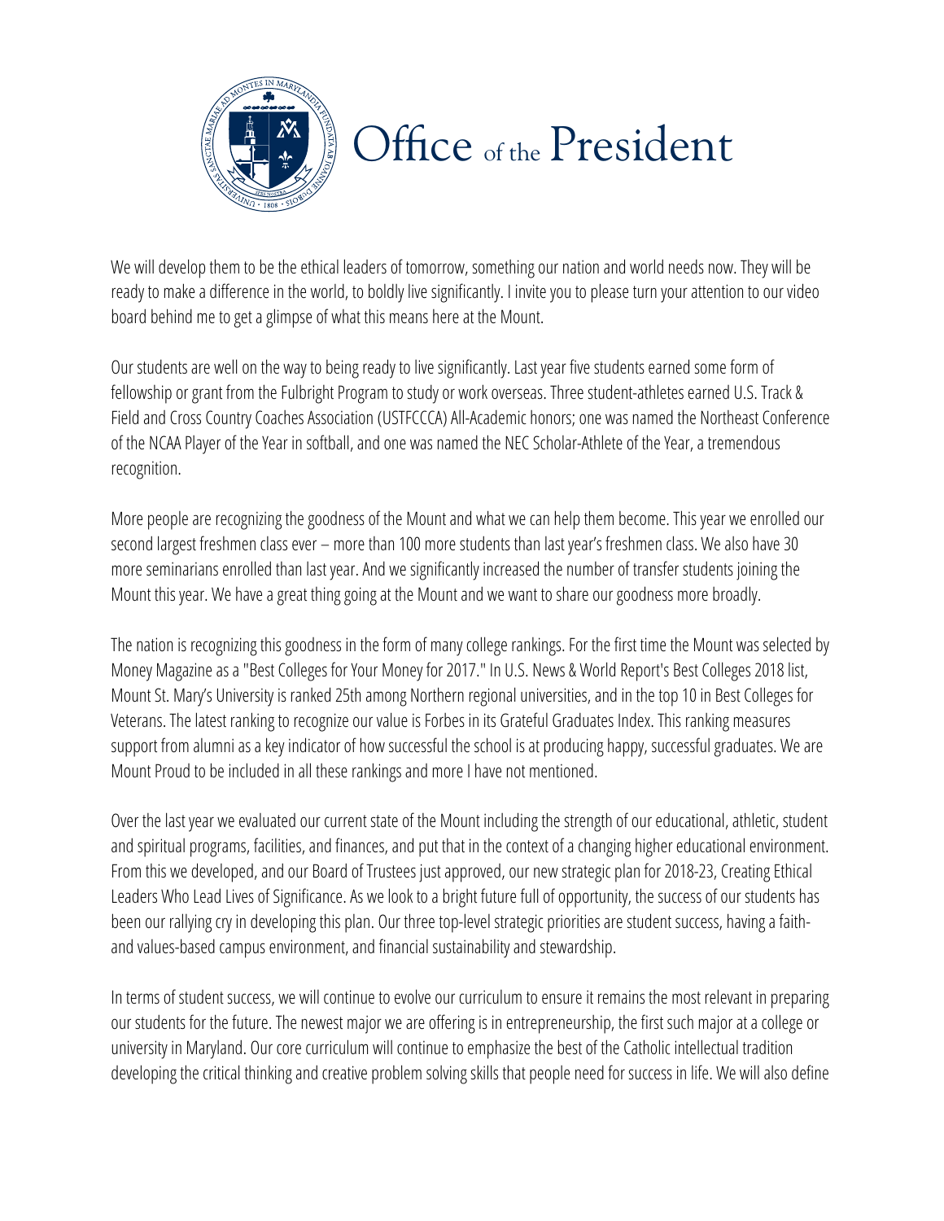We will develop them to be the ethical leaders of tomorrow, something our nation and world needs now. They will be ready to make a difference in the world, to boldly live significantly. I invite you to please turn your attention to our video board behind me to get a glimpse of what this means here at the Mount.

Our students are well on the way to being ready to live significantly. Last year five students earned some form of fellowship or grant from the Fulbright Program to study or work overseas. Three student-athletes earned U.S. Track & Field and Cross Country Coaches Association (USTFCCCA) All-Academic honors; one was named the Northeast Conference of the NCAA Player of the Year in softball, and one was named the NEC Scholar-Athlete of the Year, a tremendous recognition.

More people are recognizing the goodness of the Mount and what we can help them become. This year we enrolled our second largest freshmen class ever – more than 100 more students than last year's freshmen class. We also have 30 more seminarians enrolled than last year. And we significantly increased the number of transfer students joining the Mount this year. We have a great thing going at the Mount and we want to share our goodness more broadly.

The nation is recognizing this goodness in the form of many college rankings. For the first time the Mount was selected by Money Magazine as a "Best Colleges for Your Money for 2017." In U.S. News & World Report's Best Colleges 2018 list, Mount St. Mary's University is ranked 25th among Northern regional universities, and in the top 10 in Best Colleges for Veterans. The latest ranking to recognize our value is Forbes in its Grateful Graduates Index. This ranking measures support from alumni as a key indicator of how successful the school is at producing happy, successful graduates. We are Mount Proud to be included in all these rankings and more I have not mentioned.

Over the last year we evaluated our current state of the Mount including the strength of our educational, athletic, student and spiritual programs, facilities, and finances, and put that in the context of a changing higher educational environment. From this we developed, and our Board of Trustees just approved, our new strategic plan for 2018-23, Creating Ethical Leaders Who Lead Lives of Significance. As we look to a bright future full of opportunity, the success of our students has been our rallying cry in developing this plan. Our three top-level strategic priorities are student success, having a faith- and values-based campus environment, and financial sustainability and stewardship.

In terms of student success, we will continue to evolve our curriculum to ensure it remains the most relevant in preparing our students for the future. The newest major we are offering is in entrepreneurship, the first such major at a college or university in Maryland. Our core curriculum will continue to emphasize the best of the Catholic intellectual tradition developing the critical thinking and creative problem solving skills that people need for success in life. We will also define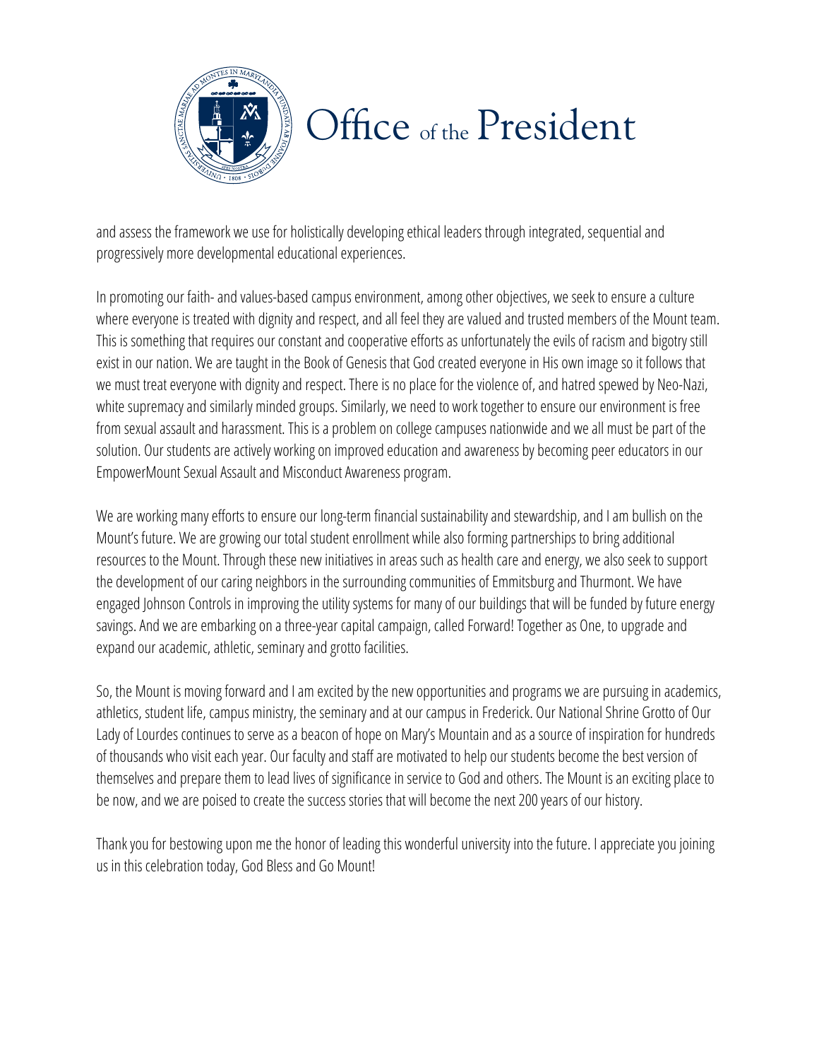and assess the framework we use for holistically developing ethical leaders through integrated, sequential and progressively more developmental educational experiences.

In promoting our faith- and values-based campus environment, among other objectives, we seek to ensure a culture where everyone is treated with dignity and respect, and all feel they are valued and trusted members of the Mount team. This is something that requires our constant and cooperative efforts as unfortunately the evils of racism and bigotry still exist in our nation. We are taught in the Book of Genesis that God created everyone in His own image so it follows that we must treat everyone with dignity and respect. There is no place for the violence of, and hatred spewed by Neo-Nazi, white supremacy and similarly minded groups. Similarly, we need to work together to ensure our environment is free from sexual assault and harassment. This is a problem on college campuses nationwide and we all must be part of the solution. Our students are actively working on improved education and awareness by becoming peer educators in our EmpowerMount Sexual Assault and Misconduct Awareness program.

We are working many efforts to ensure our long-term financial sustainability and stewardship, and I am bullish on the Mount's future. We are growing our total student enrollment while also forming partnerships to bring additional resources to the Mount. Through these new initiatives in areas such as health care and energy, we also seek to support the development of our caring neighbors in the surrounding communities of Emmitsburg and Thurmont. We have engaged Johnson Controls in improving the utility systems for many of our buildings that will be funded by future energy savings. And we are embarking on a three-year capital campaign, called Forward! Together as One, to upgrade and expand our academic, athletic, seminary and grotto facilities.

So, the Mount is moving forward and I am excited by the new opportunities and programs we are pursuing in academics, athletics, student life, campus ministry, the seminary and at our campus in Frederick. Our National Shrine Grotto of Our Lady of Lourdes continues to serve as a beacon of hope on Mary's Mountain and as a source of inspiration for hundreds of thousands who visit each year. Our faculty and staff are motivated to help our students become the best version of themselves and prepare them to lead lives of significance in service to God and others. The Mount is an exciting place to be now, and we are poised to create the success stories that will become the next 200 years of our history.

Thank you for bestowing upon me the honor of leading this wonderful university into the future. I appreciate you joining us in this celebration today, God Bless and Go Mount!